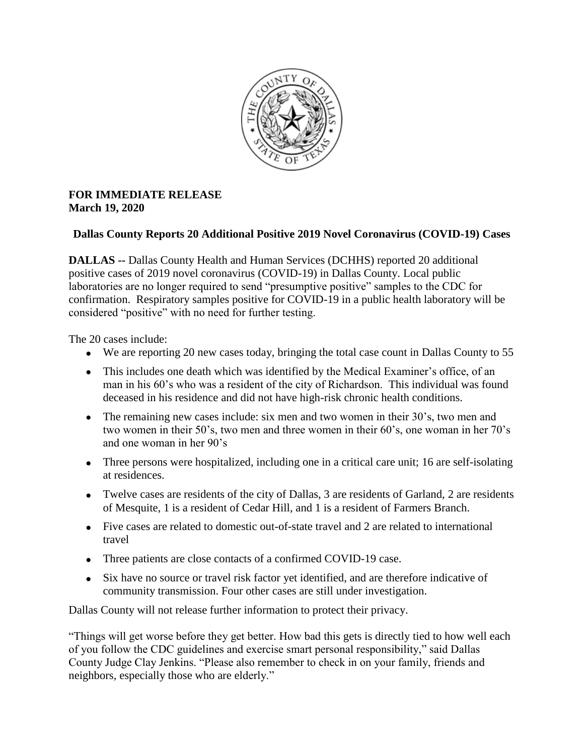**FOR IMMEDIATE RELEASE**
**March 19, 2020**

## Dallas County Reports 20 Additional Positive 2019 Novel Coronavirus (COVID-19) Cases

**DALLAS --** Dallas County Health and Human Services (DCHHS) reported 20 additional positive cases of 2019 novel coronavirus (COVID-19) in Dallas County. Local public laboratories are no longer required to send "presumptive positive" samples to the CDC for confirmation. Respiratory samples positive for COVID-19 in a public health laboratory will be considered "positive" with no need for further testing.

The 20 cases include:

- We are reporting 20 new cases today, bringing the total case count in Dallas County to 55
- This includes one death which was identified by the Medical Examiner's office, of an man in his 60's who was a resident of the city of Richardson. This individual was found deceased in his residence and did not have high-risk chronic health conditions.
- The remaining new cases include: six men and two women in their 30's, two men and two women in their 50's, two men and three women in their 60's, one woman in her 70's and one woman in her 90's
- Three persons were hospitalized, including one in a critical care unit; 16 are self-isolating at residences.
- Twelve cases are residents of the city of Dallas, 3 are residents of Garland, 2 are residents of Mesquite, 1 is a resident of Cedar Hill, and 1 is a resident of Farmers Branch.
- Five cases are related to domestic out-of-state travel and 2 are related to international travel
- Three patients are close contacts of a confirmed COVID-19 case.
- Six have no source or travel risk factor yet identified, and are therefore indicative of community transmission. Four other cases are still under investigation.

Dallas County will not release further information to protect their privacy.

"Things will get worse before they get better. How bad this gets is directly tied to how well each of you follow the CDC guidelines and exercise smart personal responsibility," said Dallas County Judge Clay Jenkins. "Please also remember to check in on your family, friends and neighbors, especially those who are elderly."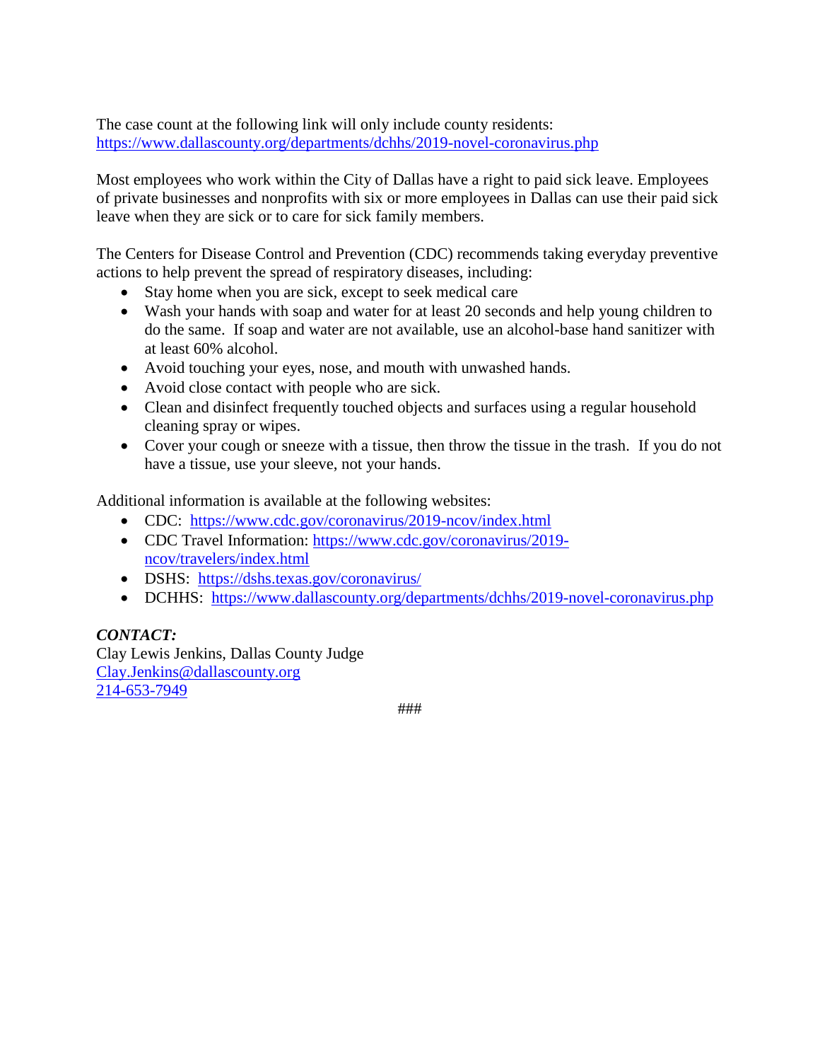The case count at the following link will only include county residents: https://www.dallascounty.org/departments/dchhs/2019-novel-coronavirus.php

Most employees who work within the City of Dallas have a right to paid sick leave. Employees of private businesses and nonprofits with six or more employees in Dallas can use their paid sick leave when they are sick or to care for sick family members.

The Centers for Disease Control and Prevention (CDC) recommends taking everyday preventive actions to help prevent the spread of respiratory diseases, including:

- Stay home when you are sick, except to seek medical care
- Wash your hands with soap and water for at least 20 seconds and help young children to do the same. If soap and water are not available, use an alcohol-base hand sanitizer with at least 60% alcohol.
- Avoid touching your eyes, nose, and mouth with unwashed hands.
- Avoid close contact with people who are sick.
- Clean and disinfect frequently touched objects and surfaces using a regular household cleaning spray or wipes.
- Cover your cough or sneeze with a tissue, then throw the tissue in the trash. If you do not have a tissue, use your sleeve, not your hands.

Additional information is available at the following websites:

- CDC: https://www.cdc.gov/coronavirus/2019-ncov/index.html
- CDC Travel Information: https://www.cdc.gov/coronavirus/2019-ncov/travelers/index.html
- DSHS: https://dshs.texas.gov/coronavirus/
- DCHHS: https://www.dallascounty.org/departments/dchhs/2019-novel-coronavirus.php

***CONTACT:***
Clay Lewis Jenkins, Dallas County Judge
Clay.Jenkins@dallascounty.org
214-653-7949

###